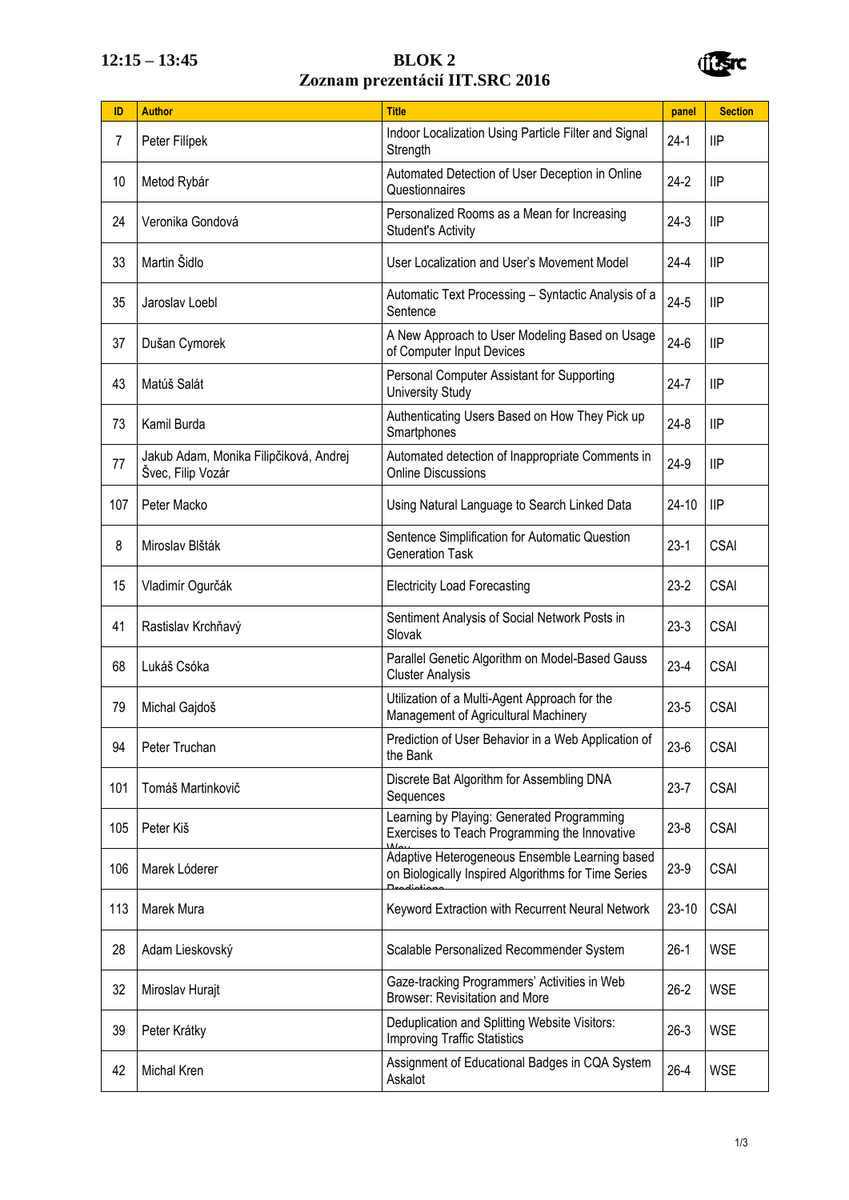**12:15 – 13:45**

# BLOK 2
## Zoznam prezentácií IIT.SRC 2016

| ID | Author | Title | panel | Section |
|---|---|---|---|---|
| 7 | Peter Filípek | Indoor Localization Using Particle Filter and Signal Strength | 24-1 | IIP |
| 10 | Metod Rybár | Automated Detection of User Deception in Online Questionnaires | 24-2 | IIP |
| 24 | Veronika Gondová | Personalized Rooms as a Mean for Increasing Student's Activity | 24-3 | IIP |
| 33 | Martin Šidlo | User Localization and User's Movement Model | 24-4 | IIP |
| 35 | Jaroslav Loebl | Automatic Text Processing – Syntactic Analysis of a Sentence | 24-5 | IIP |
| 37 | Dušan Cymorek | A New Approach to User Modeling Based on Usage of Computer Input Devices | 24-6 | IIP |
| 43 | Matúš Salát | Personal Computer Assistant for Supporting University Study | 24-7 | IIP |
| 73 | Kamil Burda | Authenticating Users Based on How They Pick up Smartphones | 24-8 | IIP |
| 77 | Jakub Adam, Monika Filipčiková, Andrej Švec, Filip Vozár | Automated detection of Inappropriate Comments in Online Discussions | 24-9 | IIP |
| 107 | Peter Macko | Using Natural Language to Search Linked Data | 24-10 | IIP |
| 8 | Miroslav Blšták | Sentence Simplification for Automatic Question Generation Task | 23-1 | CSAI |
| 15 | Vladimír Ogurčák | Electricity Load Forecasting | 23-2 | CSAI |
| 41 | Rastislav Krchňavý | Sentiment Analysis of Social Network Posts in Slovak | 23-3 | CSAI |
| 68 | Lukáš Csóka | Parallel Genetic Algorithm on Model-Based Gauss Cluster Analysis | 23-4 | CSAI |
| 79 | Michal Gajdoš | Utilization of a Multi-Agent Approach for the Management of Agricultural Machinery | 23-5 | CSAI |
| 94 | Peter Truchan | Prediction of User Behavior in a Web Application of the Bank | 23-6 | CSAI |
| 101 | Tomáš Martinkovič | Discrete Bat Algorithm for Assembling DNA Sequences | 23-7 | CSAI |
| 105 | Peter Kiš | Learning by Playing: Generated Programming Exercises to Teach Programming the Innovative Way | 23-8 | CSAI |
| 106 | Marek Lóderer | Adaptive Heterogeneous Ensemble Learning based on Biologically Inspired Algorithms for Time Series Predictions | 23-9 | CSAI |
| 113 | Marek Mura | Keyword Extraction with Recurrent Neural Network | 23-10 | CSAI |
| 28 | Adam Lieskovský | Scalable Personalized Recommender System | 26-1 | WSE |
| 32 | Miroslav Hurajt | Gaze-tracking Programmers' Activities in Web Browser: Revisitation and More | 26-2 | WSE |
| 39 | Peter Krátky | Deduplication and Splitting Website Visitors: Improving Traffic Statistics | 26-3 | WSE |
| 42 | Michal Kren | Assignment of Educational Badges in CQA System Askalot | 26-4 | WSE |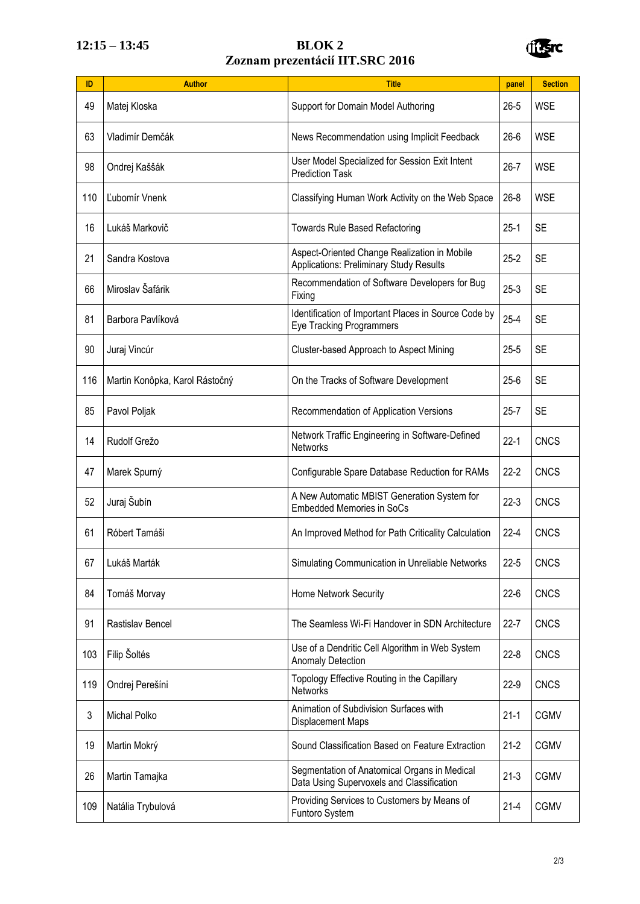**12:15 – 13:45**

# BLOK 2

## Zoznam prezentácií IIT.SRC 2016

| ID | Author | Title | panel | Section |
|---|---|---|---|---|
| 49 | Matej Kloska | Support for Domain Model Authoring | 26-5 | WSE |
| 63 | Vladimír Demčák | News Recommendation using Implicit Feedback | 26-6 | WSE |
| 98 | Ondrej Kaššák | User Model Specialized for Session Exit Intent Prediction Task | 26-7 | WSE |
| 110 | Ľubomír Vnenk | Classifying Human Work Activity on the Web Space | 26-8 | WSE |
| 16 | Lukáš Markovič | Towards Rule Based Refactoring | 25-1 | SE |
| 21 | Sandra Kostova | Aspect-Oriented Change Realization in Mobile Applications: Preliminary Study Results | 25-2 | SE |
| 66 | Miroslav Šafárik | Recommendation of Software Developers for Bug Fixing | 25-3 | SE |
| 81 | Barbora Pavlíková | Identification of Important Places in Source Code by Eye Tracking Programmers | 25-4 | SE |
| 90 | Juraj Vincúr | Cluster-based Approach to Aspect Mining | 25-5 | SE |
| 116 | Martin Konôpka, Karol Rástočný | On the Tracks of Software Development | 25-6 | SE |
| 85 | Pavol Poljak | Recommendation of Application Versions | 25-7 | SE |
| 14 | Rudolf Grežo | Network Traffic Engineering in Software-Defined Networks | 22-1 | CNCS |
| 47 | Marek Spurný | Configurable Spare Database Reduction for RAMs | 22-2 | CNCS |
| 52 | Juraj Šubín | A New Automatic MBIST Generation System for Embedded Memories in SoCs | 22-3 | CNCS |
| 61 | Róbert Tamáši | An Improved Method for Path Criticality Calculation | 22-4 | CNCS |
| 67 | Lukáš Marták | Simulating Communication in Unreliable Networks | 22-5 | CNCS |
| 84 | Tomáš Morvay | Home Network Security | 22-6 | CNCS |
| 91 | Rastislav Bencel | The Seamless Wi-Fi Handover in SDN Architecture | 22-7 | CNCS |
| 103 | Filip Šoltés | Use of a Dendritic Cell Algorithm in Web System Anomaly Detection | 22-8 | CNCS |
| 119 | Ondrej Perešíni | Topology Effective Routing in the Capillary Networks | 22-9 | CNCS |
| 3 | Michal Polko | Animation of Subdivision Surfaces with Displacement Maps | 21-1 | CGMV |
| 19 | Martin Mokrý | Sound Classification Based on Feature Extraction | 21-2 | CGMV |
| 26 | Martin Tamajka | Segmentation of Anatomical Organs in Medical Data Using Supervoxels and Classification | 21-3 | CGMV |
| 109 | Natália Trybulová | Providing Services to Customers by Means of Funtoro System | 21-4 | CGMV |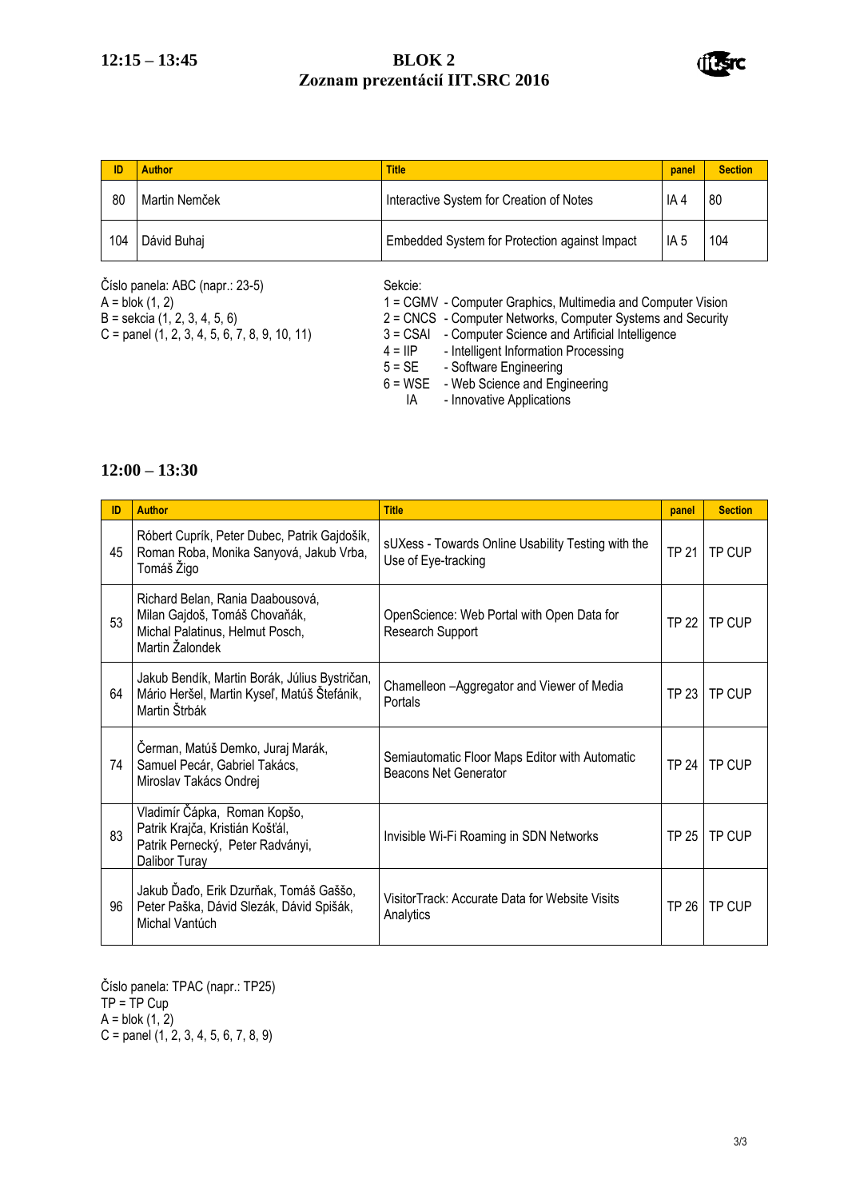12:15 – 13:45

## BLOK 2
## Zoznam prezentácií IIT.SRC 2016

| ID | Author | Title | panel | Section |
|---|---|---|---|---|
| 80 | Martin Nemček | Interactive System for Creation of Notes | IA 4 | 80 |
| 104 | Dávid Buhaj | Embedded System for Protection against Impact | IA 5 | 104 |

Číslo panela: ABC (napr.: 23-5)
A = blok (1, 2)
B = sekcia (1, 2, 3, 4, 5, 6)
C = panel (1, 2, 3, 4, 5, 6, 7, 8, 9, 10, 11)

Sekcie:
1 = CGMV - Computer Graphics, Multimedia and Computer Vision
2 = CNCS - Computer Networks, Computer Systems and Security
3 = CSAI - Computer Science and Artificial Intelligence
4 = IIP - Intelligent Information Processing
5 = SE - Software Engineering
6 = WSE - Web Science and Engineering
IA - Innovative Applications

### 12:00 – 13:30

| ID | Author | Title | panel | Section |
|---|---|---|---|---|
| 45 | Róbert Cuprík, Peter Dubec, Patrik Gajdošík, Roman Roba, Monika Sanyová, Jakub Vrba, Tomáš Žigo | sUXess - Towards Online Usability Testing with the Use of Eye-tracking | TP 21 | TP CUP |
| 53 | Richard Belan, Rania Daabousová, Milan Gajdoš, Tomáš Chovaňák, Michal Palatinus, Helmut Posch, Martin Žalondek | OpenScience: Web Portal with Open Data for Research Support | TP 22 | TP CUP |
| 64 | Jakub Bendík, Martin Borák, Július Bystričan, Mário Heršel, Martin Kyseľ, Matúš Štefánik, Martin Štrbák | Chamelleon –Aggregator and Viewer of Media Portals | TP 23 | TP CUP |
| 74 | Čerman, Matúš Demko, Juraj Marák, Samuel Pecár, Gabriel Takács, Miroslav Takács Ondrej | Semiautomatic Floor Maps Editor with Automatic Beacons Net Generator | TP 24 | TP CUP |
| 83 | Vladimír Čápka, Roman Kopšo, Patrik Krajča, Kristián Košťál, Patrik Pernecký, Peter Radványi, Dalibor Turay | Invisible Wi-Fi Roaming in SDN Networks | TP 25 | TP CUP |
| 96 | Jakub Ďaďo, Erik Dzurňak, Tomáš Gaššo, Peter Paška, Dávid Slezák, Dávid Spišák, Michal Vantúch | VisitorTrack: Accurate Data for Website Visits Analytics | TP 26 | TP CUP |

Číslo panela: TPAC (napr.: TP25)
TP = TP Cup
A = blok (1, 2)
C = panel (1, 2, 3, 4, 5, 6, 7, 8, 9)